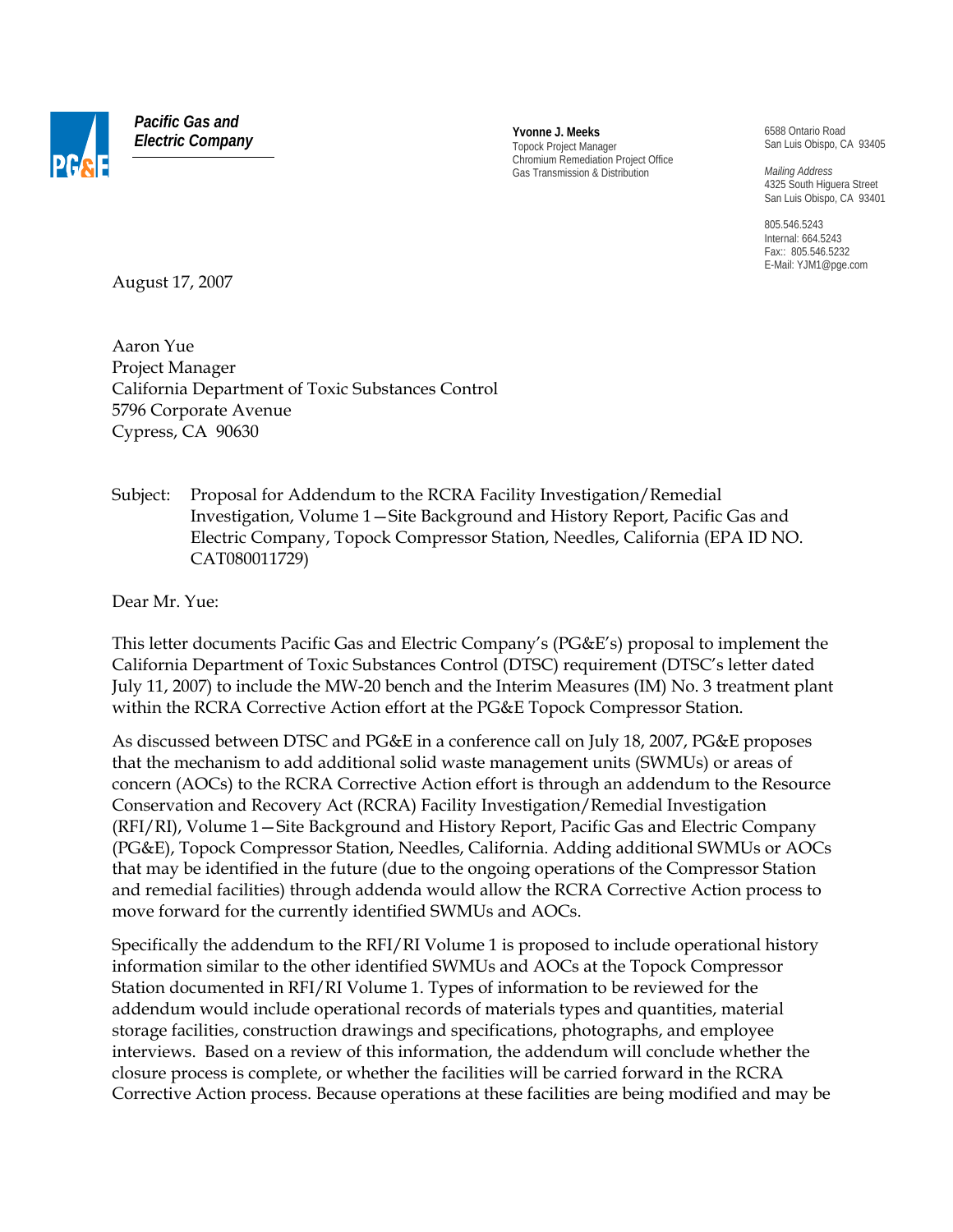**Pacific Gas and Electric Company**

**Yvonne J. Meeks**
Topock Project Manager
Chromium Remediation Project Office
Gas Transmission & Distribution

6588 Ontario Road
San Luis Obispo, CA 93405

*Mailing Address*
4325 South Higuera Street
San Luis Obispo, CA 93401

805.546.5243
Internal: 664.5243
Fax:: 805.546.5232
E-Mail: YJM1@pge.com

August 17, 2007

Aaron Yue
Project Manager
California Department of Toxic Substances Control
5796 Corporate Avenue
Cypress, CA 90630

Subject: Proposal for Addendum to the RCRA Facility Investigation/Remedial Investigation, Volume 1—Site Background and History Report, Pacific Gas and Electric Company, Topock Compressor Station, Needles, California (EPA ID NO. CAT080011729)

Dear Mr. Yue:

This letter documents Pacific Gas and Electric Company's (PG&E's) proposal to implement the California Department of Toxic Substances Control (DTSC) requirement (DTSC's letter dated July 11, 2007) to include the MW-20 bench and the Interim Measures (IM) No. 3 treatment plant within the RCRA Corrective Action effort at the PG&E Topock Compressor Station.

As discussed between DTSC and PG&E in a conference call on July 18, 2007, PG&E proposes that the mechanism to add additional solid waste management units (SWMUs) or areas of concern (AOCs) to the RCRA Corrective Action effort is through an addendum to the Resource Conservation and Recovery Act (RCRA) Facility Investigation/Remedial Investigation (RFI/RI), Volume 1—Site Background and History Report, Pacific Gas and Electric Company (PG&E), Topock Compressor Station, Needles, California. Adding additional SWMUs or AOCs that may be identified in the future (due to the ongoing operations of the Compressor Station and remedial facilities) through addenda would allow the RCRA Corrective Action process to move forward for the currently identified SWMUs and AOCs.

Specifically the addendum to the RFI/RI Volume 1 is proposed to include operational history information similar to the other identified SWMUs and AOCs at the Topock Compressor Station documented in RFI/RI Volume 1. Types of information to be reviewed for the addendum would include operational records of materials types and quantities, material storage facilities, construction drawings and specifications, photographs, and employee interviews. Based on a review of this information, the addendum will conclude whether the closure process is complete, or whether the facilities will be carried forward in the RCRA Corrective Action process. Because operations at these facilities are being modified and may be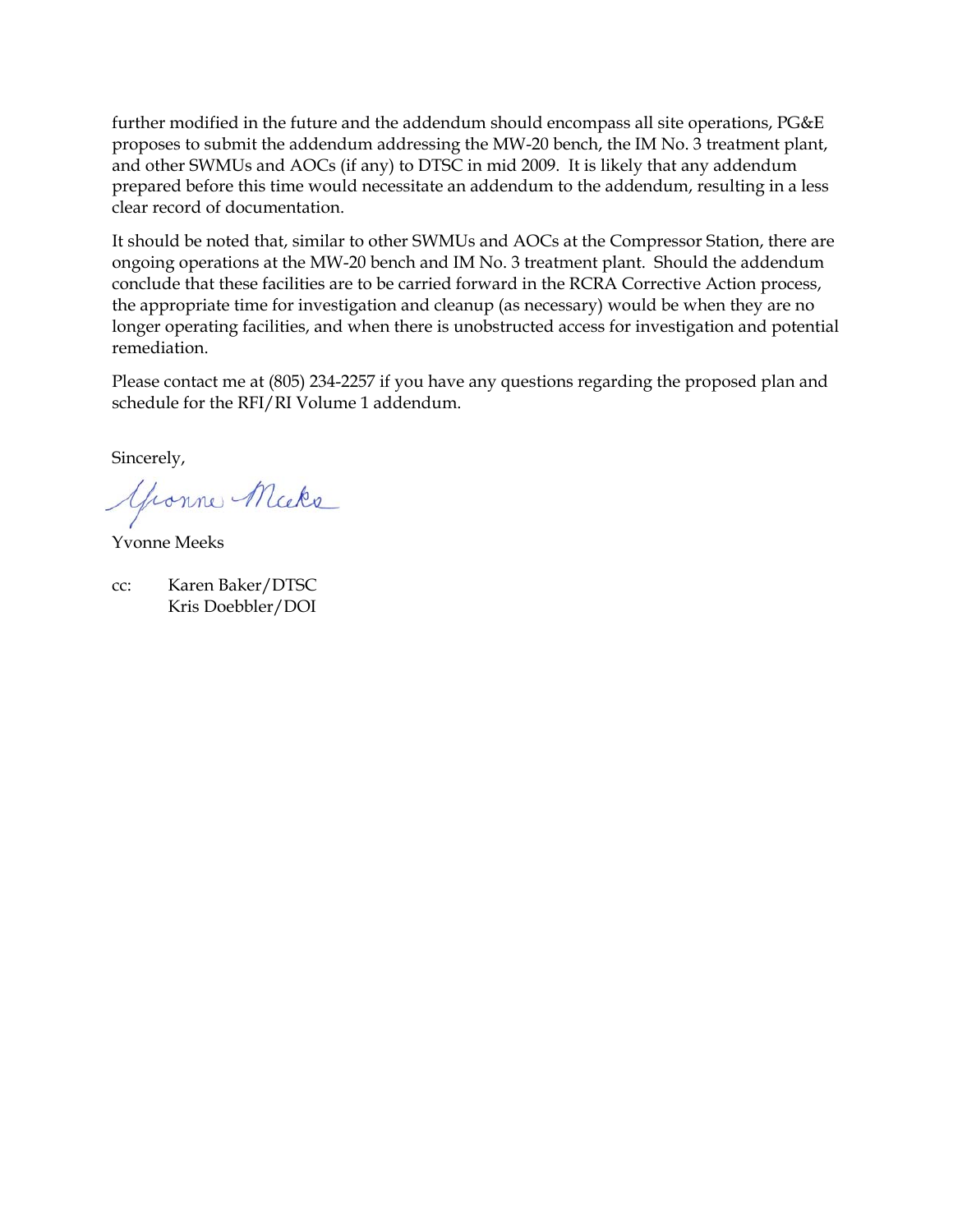further modified in the future and the addendum should encompass all site operations, PG&E proposes to submit the addendum addressing the MW-20 bench, the IM No. 3 treatment plant, and other SWMUs and AOCs (if any) to DTSC in mid 2009. It is likely that any addendum prepared before this time would necessitate an addendum to the addendum, resulting in a less clear record of documentation.

It should be noted that, similar to other SWMUs and AOCs at the Compressor Station, there are ongoing operations at the MW-20 bench and IM No. 3 treatment plant. Should the addendum conclude that these facilities are to be carried forward in the RCRA Corrective Action process, the appropriate time for investigation and cleanup (as necessary) would be when they are no longer operating facilities, and when there is unobstructed access for investigation and potential remediation.

Please contact me at (805) 234-2257 if you have any questions regarding the proposed plan and schedule for the RFI/RI Volume 1 addendum.

Sincerely,

Yvonne Meeks

Yvonne Meeks

cc: Karen Baker/DTSC
Kris Doebbler/DOI